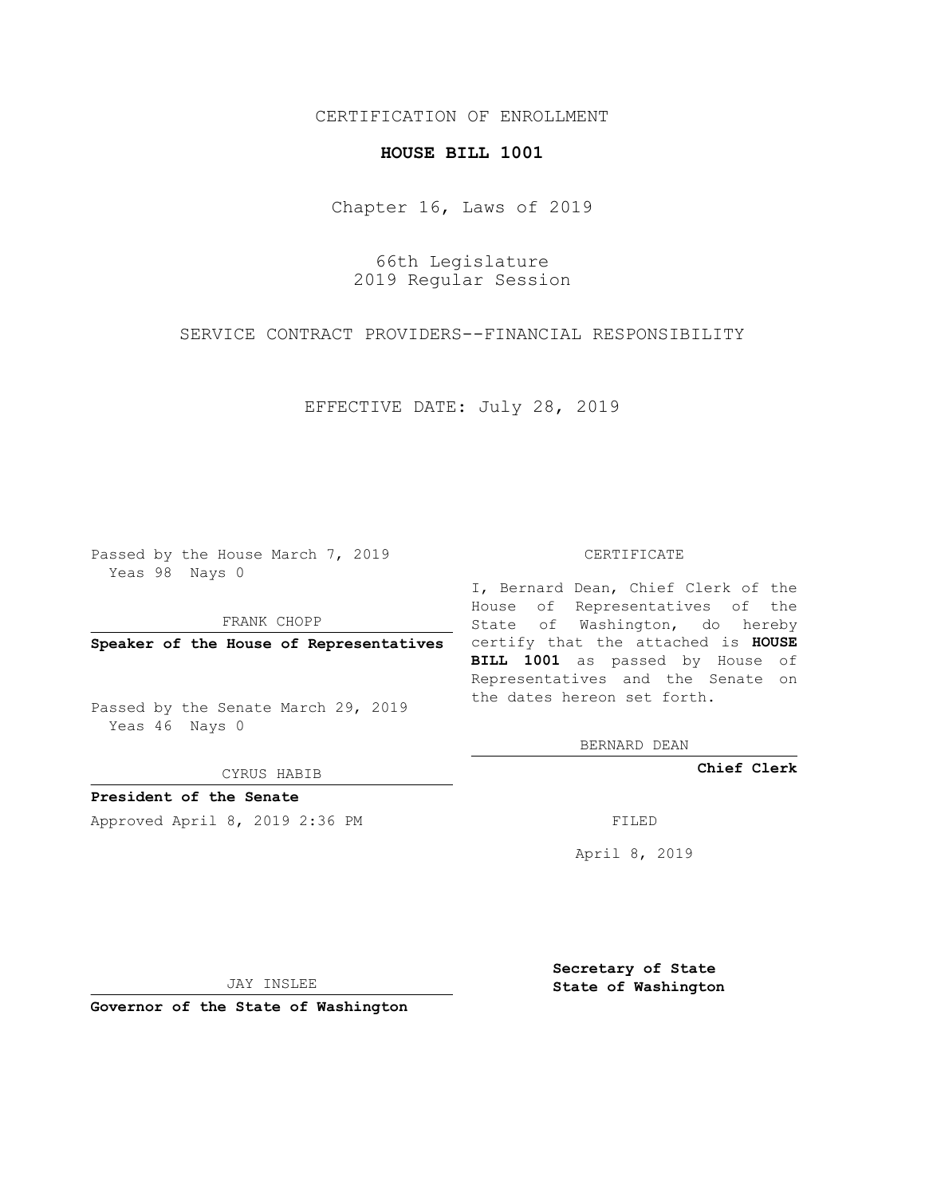CERTIFICATION OF ENROLLMENT

**HOUSE BILL 1001**

Chapter 16, Laws of 2019

66th Legislature
2019 Regular Session

SERVICE CONTRACT PROVIDERS--FINANCIAL RESPONSIBILITY

EFFECTIVE DATE: July 28, 2019

Passed by the House March 7, 2019
Yeas 98 Nays 0

FRANK CHOPP

**Speaker of the House of Representatives**

Passed by the Senate March 29, 2019
Yeas 46 Nays 0

CYRUS HABIB

**President of the Senate**

Approved April 8, 2019 2:36 PM

JAY INSLEE

**Governor of the State of Washington**

CERTIFICATE

I, Bernard Dean, Chief Clerk of the House of Representatives of the State of Washington, do hereby certify that the attached is **HOUSE BILL 1001** as passed by House of Representatives and the Senate on the dates hereon set forth.

BERNARD DEAN

**Chief Clerk**

FILED

April 8, 2019

**Secretary of State**
**State of Washington**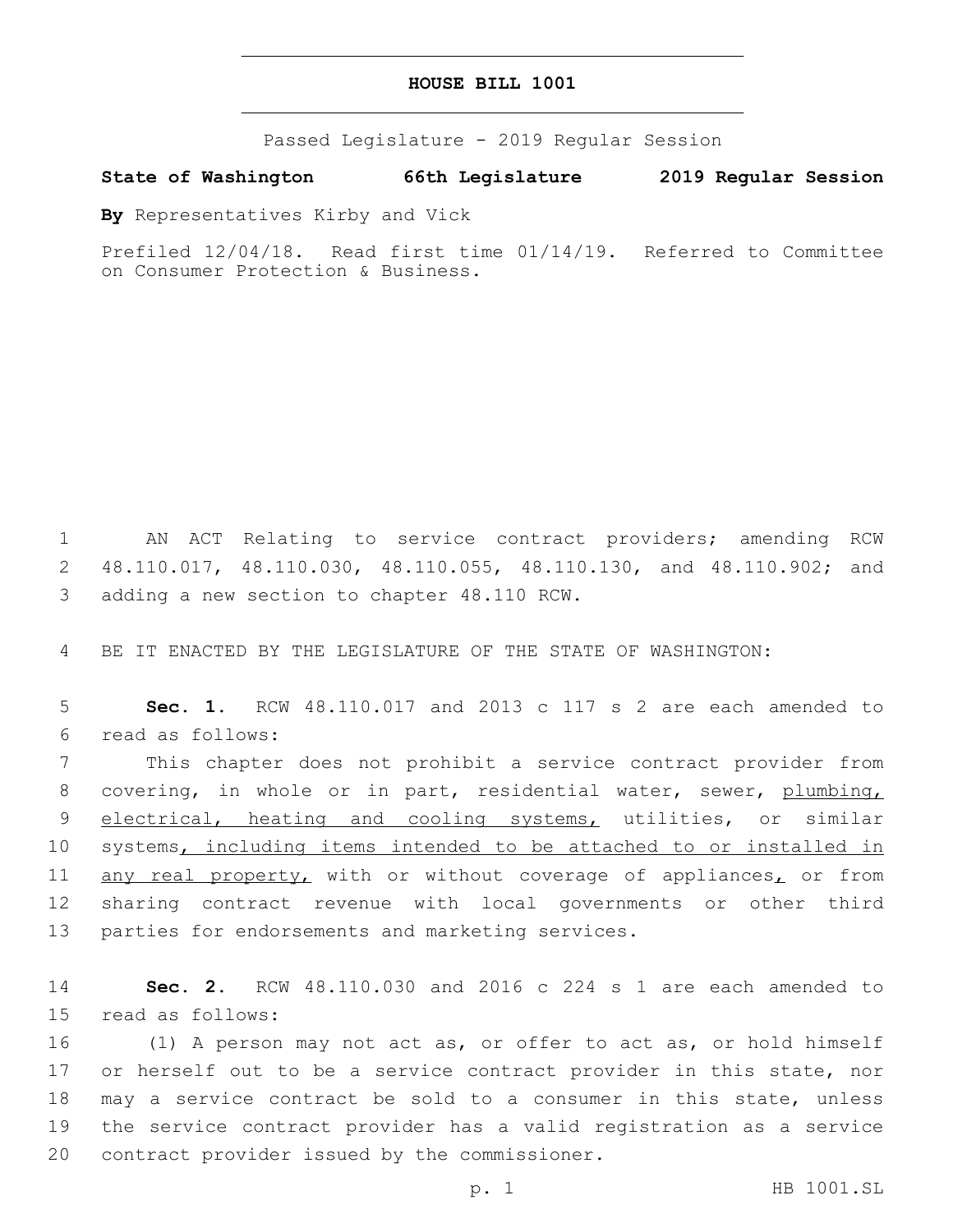# HOUSE BILL 1001

Passed Legislature - 2019 Regular Session

**State of Washington 66th Legislature 2019 Regular Session**

**By** Representatives Kirby and Vick

Prefiled 12/04/18. Read first time 01/14/19. Referred to Committee on Consumer Protection & Business.

AN ACT Relating to service contract providers; amending RCW 48.110.017, 48.110.030, 48.110.055, 48.110.130, and 48.110.902; and adding a new section to chapter 48.110 RCW.

BE IT ENACTED BY THE LEGISLATURE OF THE STATE OF WASHINGTON:

**Sec. 1.** RCW 48.110.017 and 2013 c 117 s 2 are each amended to read as follows:

This chapter does not prohibit a service contract provider from covering, in whole or in part, residential water, sewer, plumbing, electrical, heating and cooling systems, utilities, or similar systems, including items intended to be attached to or installed in any real property, with or without coverage of appliances, or from sharing contract revenue with local governments or other third parties for endorsements and marketing services.

**Sec. 2.** RCW 48.110.030 and 2016 c 224 s 1 are each amended to read as follows:

(1) A person may not act as, or offer to act as, or hold himself or herself out to be a service contract provider in this state, nor may a service contract be sold to a consumer in this state, unless the service contract provider has a valid registration as a service contract provider issued by the commissioner.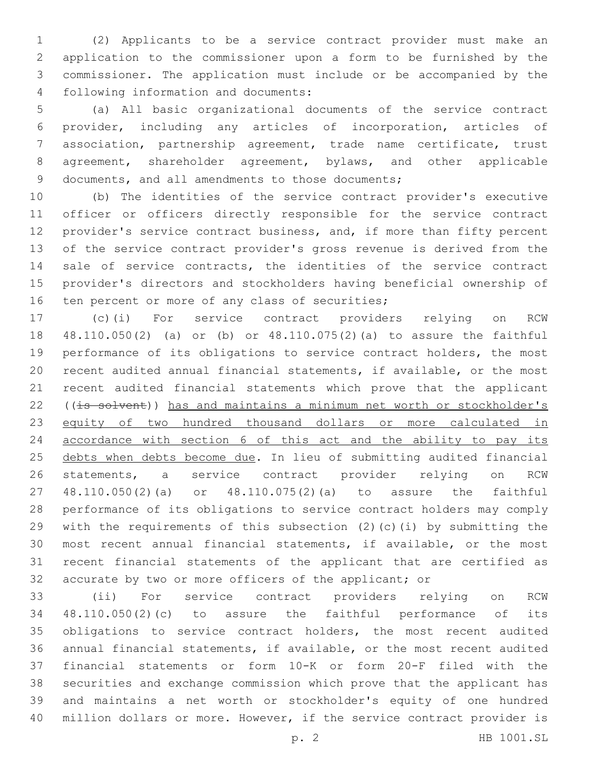(2) Applicants to be a service contract provider must make an application to the commissioner upon a form to be furnished by the commissioner. The application must include or be accompanied by the following information and documents:

(a) All basic organizational documents of the service contract provider, including any articles of incorporation, articles of association, partnership agreement, trade name certificate, trust agreement, shareholder agreement, bylaws, and other applicable documents, and all amendments to those documents;

(b) The identities of the service contract provider's executive officer or officers directly responsible for the service contract provider's service contract business, and, if more than fifty percent of the service contract provider's gross revenue is derived from the sale of service contracts, the identities of the service contract provider's directors and stockholders having beneficial ownership of ten percent or more of any class of securities;

(c)(i) For service contract providers relying on RCW 48.110.050(2) (a) or (b) or 48.110.075(2)(a) to assure the faithful performance of its obligations to service contract holders, the most recent audited annual financial statements, if available, or the most recent audited financial statements which prove that the applicant ((~~is solvent~~)) <u>has and maintains a minimum net worth or stockholder's equity of two hundred thousand dollars or more calculated in accordance with section 6 of this act and the ability to pay its debts when debts become due</u>. In lieu of submitting audited financial statements, a service contract provider relying on RCW 48.110.050(2)(a) or 48.110.075(2)(a) to assure the faithful performance of its obligations to service contract holders may comply with the requirements of this subsection (2)(c)(i) by submitting the most recent annual financial statements, if available, or the most recent financial statements of the applicant that are certified as accurate by two or more officers of the applicant; or

(ii) For service contract providers relying on RCW 48.110.050(2)(c) to assure the faithful performance of its obligations to service contract holders, the most recent audited annual financial statements, if available, or the most recent audited financial statements or form 10-K or form 20-F filed with the securities and exchange commission which prove that the applicant has and maintains a net worth or stockholder's equity of one hundred million dollars or more. However, if the service contract provider is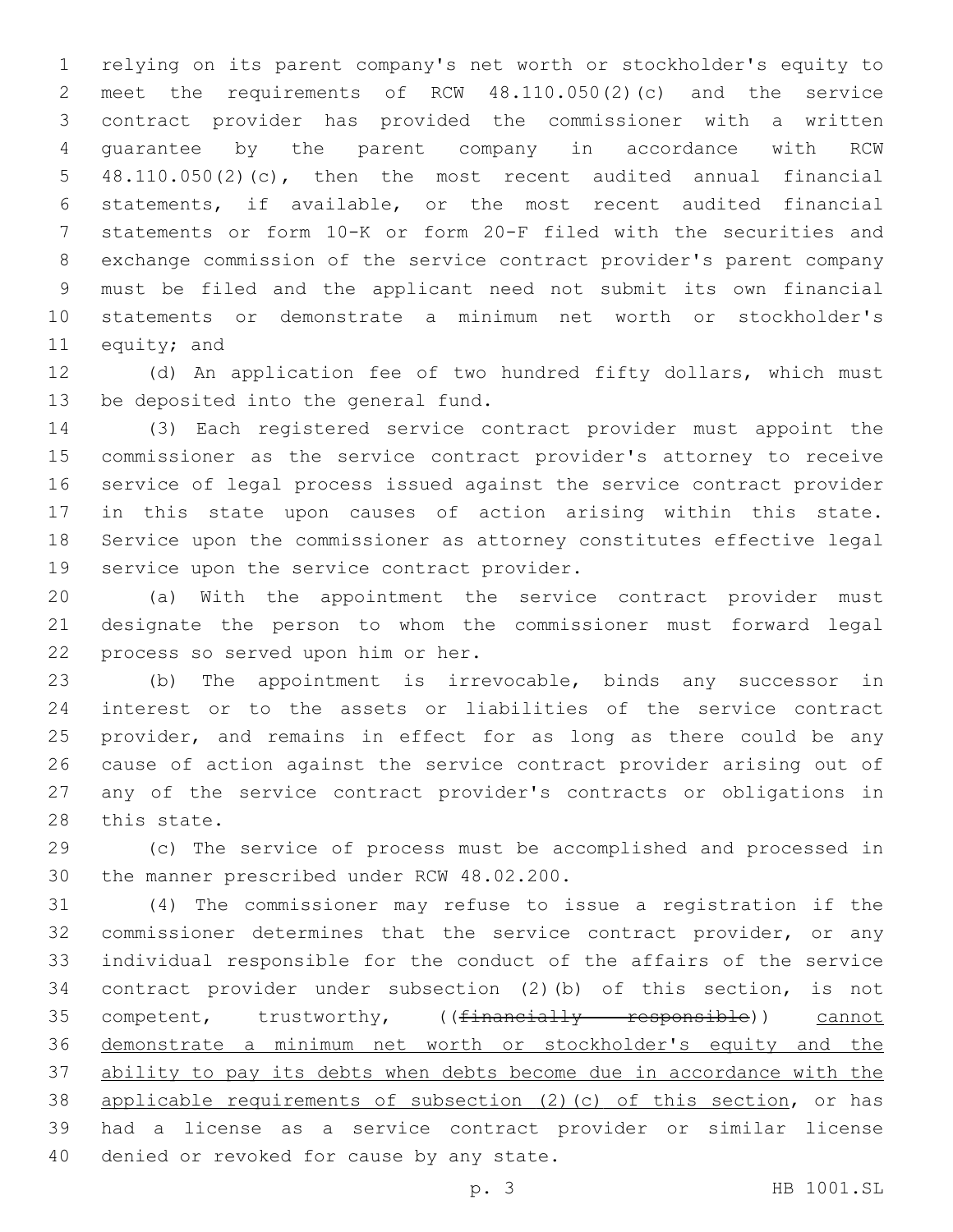relying on its parent company's net worth or stockholder's equity to meet the requirements of RCW 48.110.050(2)(c) and the service contract provider has provided the commissioner with a written guarantee by the parent company in accordance with RCW 48.110.050(2)(c), then the most recent audited annual financial statements, if available, or the most recent audited financial statements or form 10-K or form 20-F filed with the securities and exchange commission of the service contract provider's parent company must be filed and the applicant need not submit its own financial statements or demonstrate a minimum net worth or stockholder's equity; and

(d) An application fee of two hundred fifty dollars, which must be deposited into the general fund.

(3) Each registered service contract provider must appoint the commissioner as the service contract provider's attorney to receive service of legal process issued against the service contract provider in this state upon causes of action arising within this state. Service upon the commissioner as attorney constitutes effective legal service upon the service contract provider.

(a) With the appointment the service contract provider must designate the person to whom the commissioner must forward legal process so served upon him or her.

(b) The appointment is irrevocable, binds any successor in interest or to the assets or liabilities of the service contract provider, and remains in effect for as long as there could be any cause of action against the service contract provider arising out of any of the service contract provider's contracts or obligations in this state.

(c) The service of process must be accomplished and processed in the manner prescribed under RCW 48.02.200.

(4) The commissioner may refuse to issue a registration if the commissioner determines that the service contract provider, or any individual responsible for the conduct of the affairs of the service contract provider under subsection (2)(b) of this section, is not competent, trustworthy, ((~~financially responsible~~)) <u>cannot demonstrate a minimum net worth or stockholder's equity and the ability to pay its debts when debts become due in accordance with the applicable requirements of subsection (2)(c) of this section</u>, or has had a license as a service contract provider or similar license denied or revoked for cause by any state.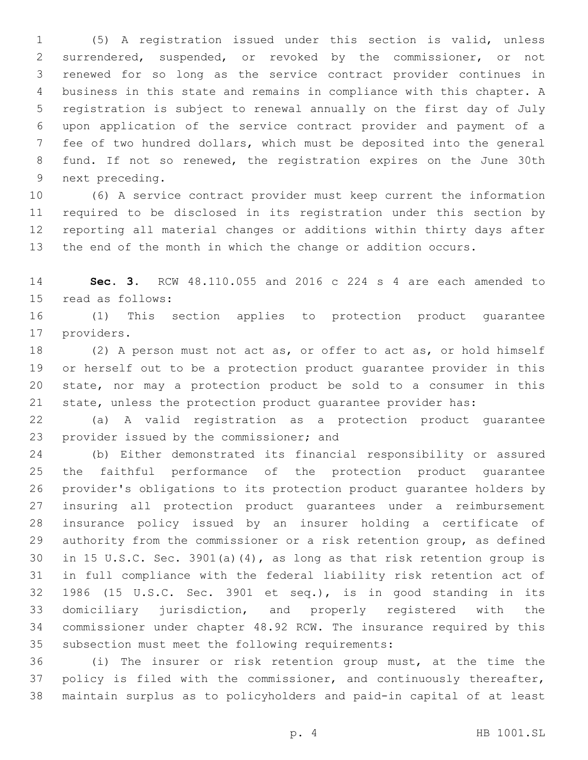(5) A registration issued under this section is valid, unless surrendered, suspended, or revoked by the commissioner, or not renewed for so long as the service contract provider continues in business in this state and remains in compliance with this chapter. A registration is subject to renewal annually on the first day of July upon application of the service contract provider and payment of a fee of two hundred dollars, which must be deposited into the general fund. If not so renewed, the registration expires on the June 30th next preceding.

(6) A service contract provider must keep current the information required to be disclosed in its registration under this section by reporting all material changes or additions within thirty days after the end of the month in which the change or addition occurs.

**Sec. 3.** RCW 48.110.055 and 2016 c 224 s 4 are each amended to read as follows:

(1) This section applies to protection product guarantee providers.

(2) A person must not act as, or offer to act as, or hold himself or herself out to be a protection product guarantee provider in this state, nor may a protection product be sold to a consumer in this state, unless the protection product guarantee provider has:

(a) A valid registration as a protection product guarantee provider issued by the commissioner; and

(b) Either demonstrated its financial responsibility or assured the faithful performance of the protection product guarantee provider's obligations to its protection product guarantee holders by insuring all protection product guarantees under a reimbursement insurance policy issued by an insurer holding a certificate of authority from the commissioner or a risk retention group, as defined in 15 U.S.C. Sec. 3901(a)(4), as long as that risk retention group is in full compliance with the federal liability risk retention act of 1986 (15 U.S.C. Sec. 3901 et seq.), is in good standing in its domiciliary jurisdiction, and properly registered with the commissioner under chapter 48.92 RCW. The insurance required by this subsection must meet the following requirements:

(i) The insurer or risk retention group must, at the time the policy is filed with the commissioner, and continuously thereafter, maintain surplus as to policyholders and paid-in capital of at least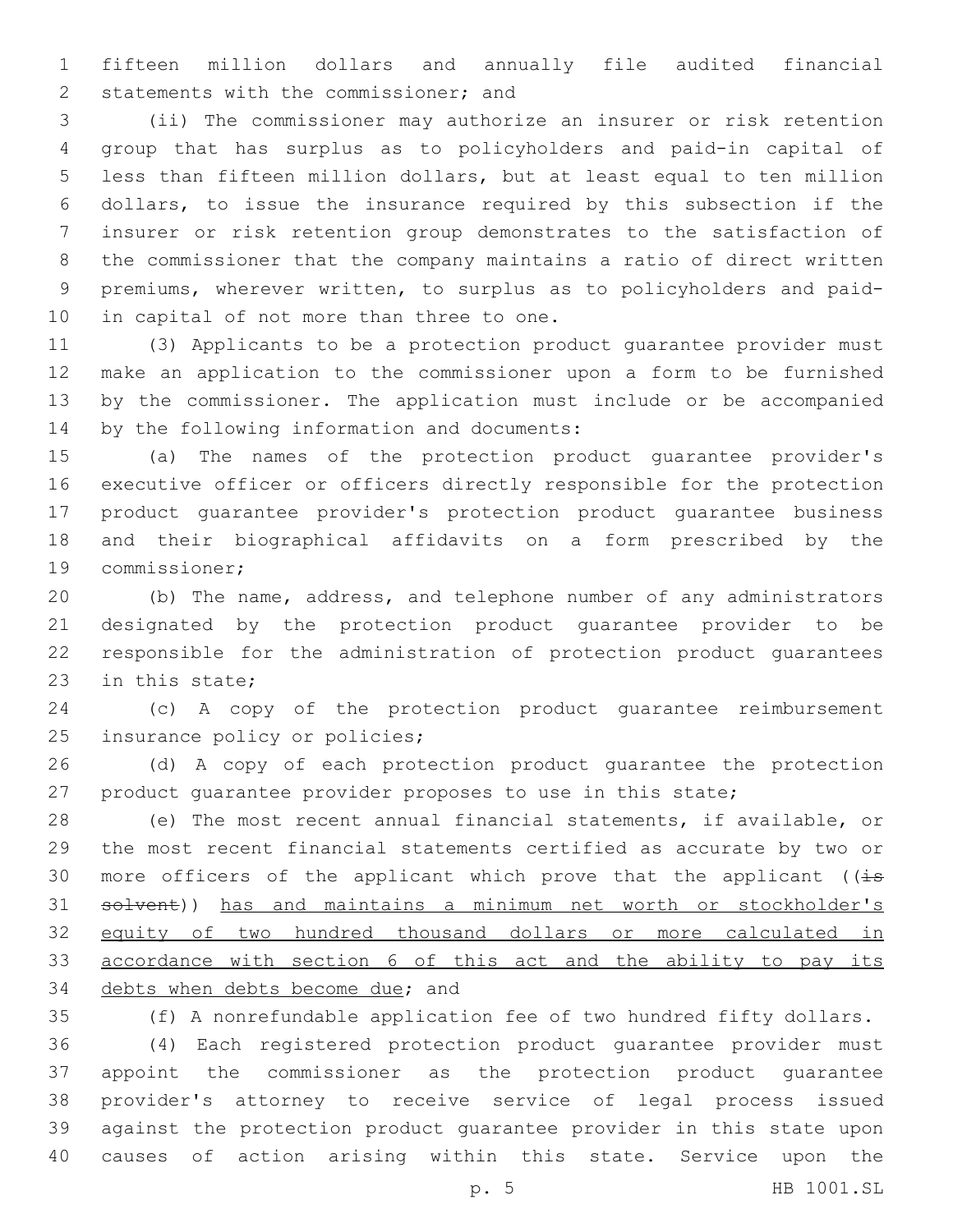fifteen million dollars and annually file audited financial statements with the commissioner; and

(ii) The commissioner may authorize an insurer or risk retention group that has surplus as to policyholders and paid-in capital of less than fifteen million dollars, but at least equal to ten million dollars, to issue the insurance required by this subsection if the insurer or risk retention group demonstrates to the satisfaction of the commissioner that the company maintains a ratio of direct written premiums, wherever written, to surplus as to policyholders and paid-in capital of not more than three to one.

(3) Applicants to be a protection product guarantee provider must make an application to the commissioner upon a form to be furnished by the commissioner. The application must include or be accompanied by the following information and documents:

(a) The names of the protection product guarantee provider's executive officer or officers directly responsible for the protection product guarantee provider's protection product guarantee business and their biographical affidavits on a form prescribed by the commissioner;

(b) The name, address, and telephone number of any administrators designated by the protection product guarantee provider to be responsible for the administration of protection product guarantees in this state;

(c) A copy of the protection product guarantee reimbursement insurance policy or policies;

(d) A copy of each protection product guarantee the protection product guarantee provider proposes to use in this state;

(e) The most recent annual financial statements, if available, or the most recent financial statements certified as accurate by two or more officers of the applicant which prove that the applicant ((~~is solvent~~)) <u>has and maintains a minimum net worth or stockholder's equity of two hundred thousand dollars or more calculated in accordance with section 6 of this act and the ability to pay its debts when debts become due</u>; and

(f) A nonrefundable application fee of two hundred fifty dollars.

(4) Each registered protection product guarantee provider must appoint the commissioner as the protection product guarantee provider's attorney to receive service of legal process issued against the protection product guarantee provider in this state upon causes of action arising within this state. Service upon the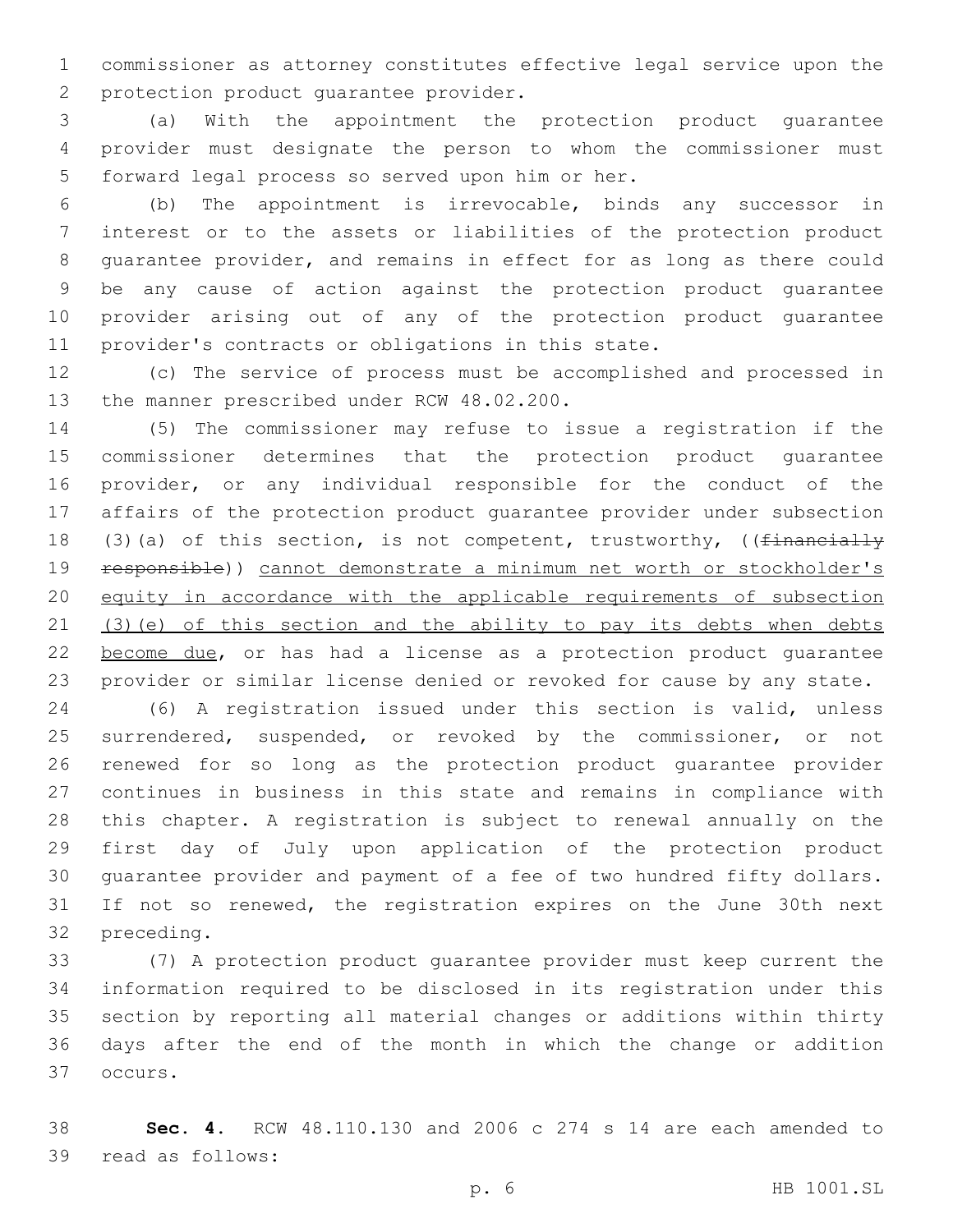commissioner as attorney constitutes effective legal service upon the protection product guarantee provider.

(a) With the appointment the protection product guarantee provider must designate the person to whom the commissioner must forward legal process so served upon him or her.

(b) The appointment is irrevocable, binds any successor in interest or to the assets or liabilities of the protection product guarantee provider, and remains in effect for as long as there could be any cause of action against the protection product guarantee provider arising out of any of the protection product guarantee provider's contracts or obligations in this state.

(c) The service of process must be accomplished and processed in the manner prescribed under RCW 48.02.200.

(5) The commissioner may refuse to issue a registration if the commissioner determines that the protection product guarantee provider, or any individual responsible for the conduct of the affairs of the protection product guarantee provider under subsection (3)(a) of this section, is not competent, trustworthy, ((~~financially responsible~~)) <u>cannot demonstrate a minimum net worth or stockholder's equity in accordance with the applicable requirements of subsection (3)(e) of this section and the ability to pay its debts when debts become due</u>, or has had a license as a protection product guarantee provider or similar license denied or revoked for cause by any state.

(6) A registration issued under this section is valid, unless surrendered, suspended, or revoked by the commissioner, or not renewed for so long as the protection product guarantee provider continues in business in this state and remains in compliance with this chapter. A registration is subject to renewal annually on the first day of July upon application of the protection product guarantee provider and payment of a fee of two hundred fifty dollars. If not so renewed, the registration expires on the June 30th next preceding.

(7) A protection product guarantee provider must keep current the information required to be disclosed in its registration under this section by reporting all material changes or additions within thirty days after the end of the month in which the change or addition occurs.

**Sec. 4.** RCW 48.110.130 and 2006 c 274 s 14 are each amended to read as follows: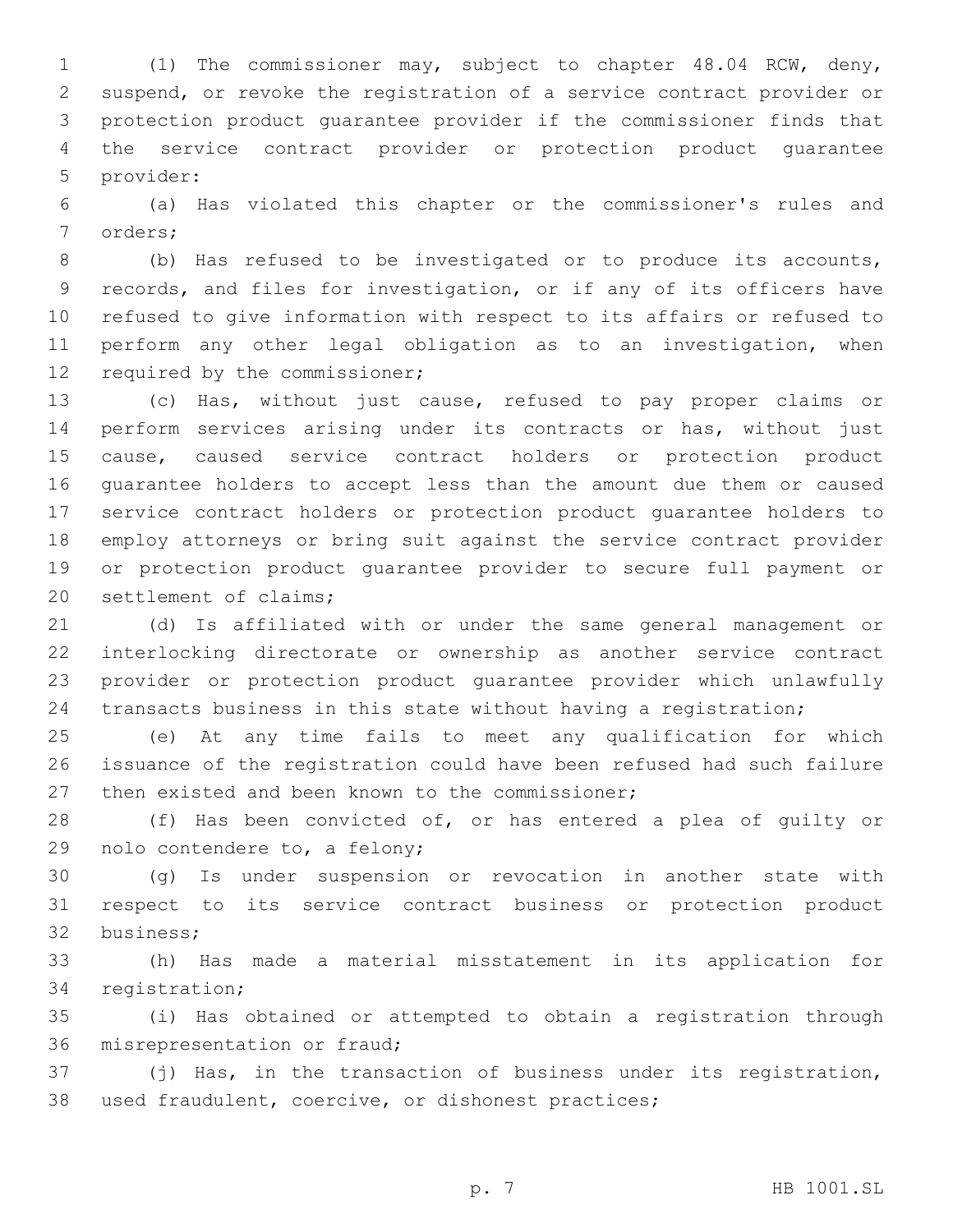(1) The commissioner may, subject to chapter 48.04 RCW, deny, suspend, or revoke the registration of a service contract provider or protection product guarantee provider if the commissioner finds that the service contract provider or protection product guarantee provider:

(a) Has violated this chapter or the commissioner's rules and orders;

(b) Has refused to be investigated or to produce its accounts, records, and files for investigation, or if any of its officers have refused to give information with respect to its affairs or refused to perform any other legal obligation as to an investigation, when required by the commissioner;

(c) Has, without just cause, refused to pay proper claims or perform services arising under its contracts or has, without just cause, caused service contract holders or protection product guarantee holders to accept less than the amount due them or caused service contract holders or protection product guarantee holders to employ attorneys or bring suit against the service contract provider or protection product guarantee provider to secure full payment or settlement of claims;

(d) Is affiliated with or under the same general management or interlocking directorate or ownership as another service contract provider or protection product guarantee provider which unlawfully transacts business in this state without having a registration;

(e) At any time fails to meet any qualification for which issuance of the registration could have been refused had such failure then existed and been known to the commissioner;

(f) Has been convicted of, or has entered a plea of guilty or nolo contendere to, a felony;

(g) Is under suspension or revocation in another state with respect to its service contract business or protection product business;

(h) Has made a material misstatement in its application for registration;

(i) Has obtained or attempted to obtain a registration through misrepresentation or fraud;

(j) Has, in the transaction of business under its registration, used fraudulent, coercive, or dishonest practices;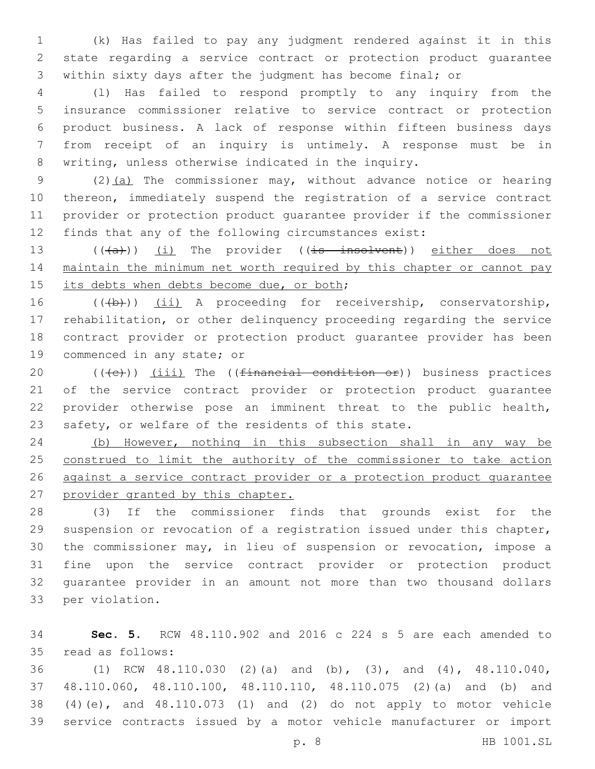(k) Has failed to pay any judgment rendered against it in this state regarding a service contract or protection product guarantee within sixty days after the judgment has become final; or

(l) Has failed to respond promptly to any inquiry from the insurance commissioner relative to service contract or protection product business. A lack of response within fifteen business days from receipt of an inquiry is untimely. A response must be in writing, unless otherwise indicated in the inquiry.

(2)<u>(a)</u> The commissioner may, without advance notice or hearing thereon, immediately suspend the registration of a service contract provider or protection product guarantee provider if the commissioner finds that any of the following circumstances exist:

((~~(a)~~)) <u>(i)</u> The provider ((~~is insolvent~~)) <u>either does not maintain the minimum net worth required by this chapter or cannot pay its debts when debts become due, or both</u>;

((~~(b)~~)) <u>(ii)</u> A proceeding for receivership, conservatorship, rehabilitation, or other delinquency proceeding regarding the service contract provider or protection product guarantee provider has been commenced in any state; or

((~~(c)~~)) <u>(iii)</u> The ((~~financial condition or~~)) business practices of the service contract provider or protection product guarantee provider otherwise pose an imminent threat to the public health, safety, or welfare of the residents of this state.

<u>(b) However, nothing in this subsection shall in any way be construed to limit the authority of the commissioner to take action against a service contract provider or a protection product guarantee provider granted by this chapter.</u>

(3) If the commissioner finds that grounds exist for the suspension or revocation of a registration issued under this chapter, the commissioner may, in lieu of suspension or revocation, impose a fine upon the service contract provider or protection product guarantee provider in an amount not more than two thousand dollars per violation.

**Sec. 5.** RCW 48.110.902 and 2016 c 224 s 5 are each amended to read as follows:

(1) RCW 48.110.030 (2)(a) and (b), (3), and (4), 48.110.040, 48.110.060, 48.110.100, 48.110.110, 48.110.075 (2)(a) and (b) and (4)(e), and 48.110.073 (1) and (2) do not apply to motor vehicle service contracts issued by a motor vehicle manufacturer or import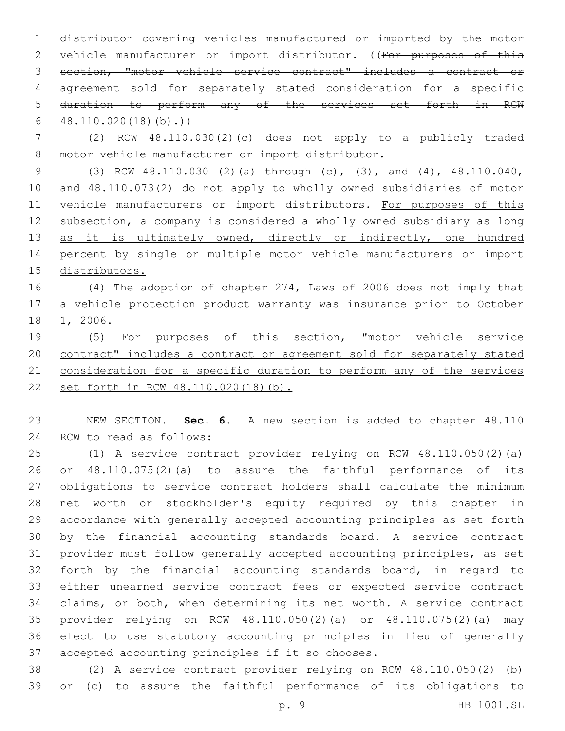distributor covering vehicles manufactured or imported by the motor vehicle manufacturer or import distributor. ((~~For purposes of this section, "motor vehicle service contract" includes a contract or agreement sold for separately stated consideration for a specific duration to perform any of the services set forth in RCW 48.110.020(18)(b).~~))

(2) RCW 48.110.030(2)(c) does not apply to a publicly traded motor vehicle manufacturer or import distributor.

(3) RCW 48.110.030 (2)(a) through (c), (3), and (4), 48.110.040, and 48.110.073(2) do not apply to wholly owned subsidiaries of motor vehicle manufacturers or import distributors. <u>For purposes of this subsection, a company is considered a wholly owned subsidiary as long as it is ultimately owned, directly or indirectly, one hundred percent by single or multiple motor vehicle manufacturers or import distributors.</u>

(4) The adoption of chapter 274, Laws of 2006 does not imply that a vehicle protection product warranty was insurance prior to October 1, 2006.

<u>(5) For purposes of this section, "motor vehicle service contract" includes a contract or agreement sold for separately stated consideration for a specific duration to perform any of the services set forth in RCW 48.110.020(18)(b).</u>

<u>NEW SECTION.</u> **Sec. 6.** A new section is added to chapter 48.110 RCW to read as follows:

(1) A service contract provider relying on RCW 48.110.050(2)(a) or 48.110.075(2)(a) to assure the faithful performance of its obligations to service contract holders shall calculate the minimum net worth or stockholder's equity required by this chapter in accordance with generally accepted accounting principles as set forth by the financial accounting standards board. A service contract provider must follow generally accepted accounting principles, as set forth by the financial accounting standards board, in regard to either unearned service contract fees or expected service contract claims, or both, when determining its net worth. A service contract provider relying on RCW 48.110.050(2)(a) or 48.110.075(2)(a) may elect to use statutory accounting principles in lieu of generally accepted accounting principles if it so chooses.

(2) A service contract provider relying on RCW 48.110.050(2) (b) or (c) to assure the faithful performance of its obligations to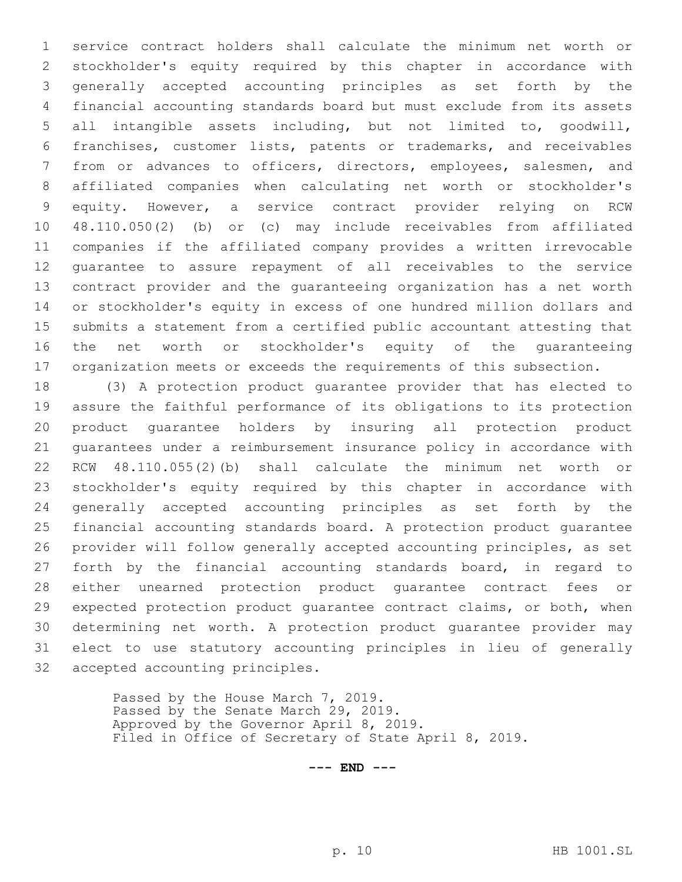service contract holders shall calculate the minimum net worth or stockholder's equity required by this chapter in accordance with generally accepted accounting principles as set forth by the financial accounting standards board but must exclude from its assets all intangible assets including, but not limited to, goodwill, franchises, customer lists, patents or trademarks, and receivables from or advances to officers, directors, employees, salesmen, and affiliated companies when calculating net worth or stockholder's equity. However, a service contract provider relying on RCW 48.110.050(2) (b) or (c) may include receivables from affiliated companies if the affiliated company provides a written irrevocable guarantee to assure repayment of all receivables to the service contract provider and the guaranteeing organization has a net worth or stockholder's equity in excess of one hundred million dollars and submits a statement from a certified public accountant attesting that the net worth or stockholder's equity of the guaranteeing organization meets or exceeds the requirements of this subsection.

(3) A protection product guarantee provider that has elected to assure the faithful performance of its obligations to its protection product guarantee holders by insuring all protection product guarantees under a reimbursement insurance policy in accordance with RCW 48.110.055(2)(b) shall calculate the minimum net worth or stockholder's equity required by this chapter in accordance with generally accepted accounting principles as set forth by the financial accounting standards board. A protection product guarantee provider will follow generally accepted accounting principles, as set forth by the financial accounting standards board, in regard to either unearned protection product guarantee contract fees or expected protection product guarantee contract claims, or both, when determining net worth. A protection product guarantee provider may elect to use statutory accounting principles in lieu of generally accepted accounting principles.

Passed by the House March 7, 2019.
Passed by the Senate March 29, 2019.
Approved by the Governor April 8, 2019.
Filed in Office of Secretary of State April 8, 2019.

**--- END ---**